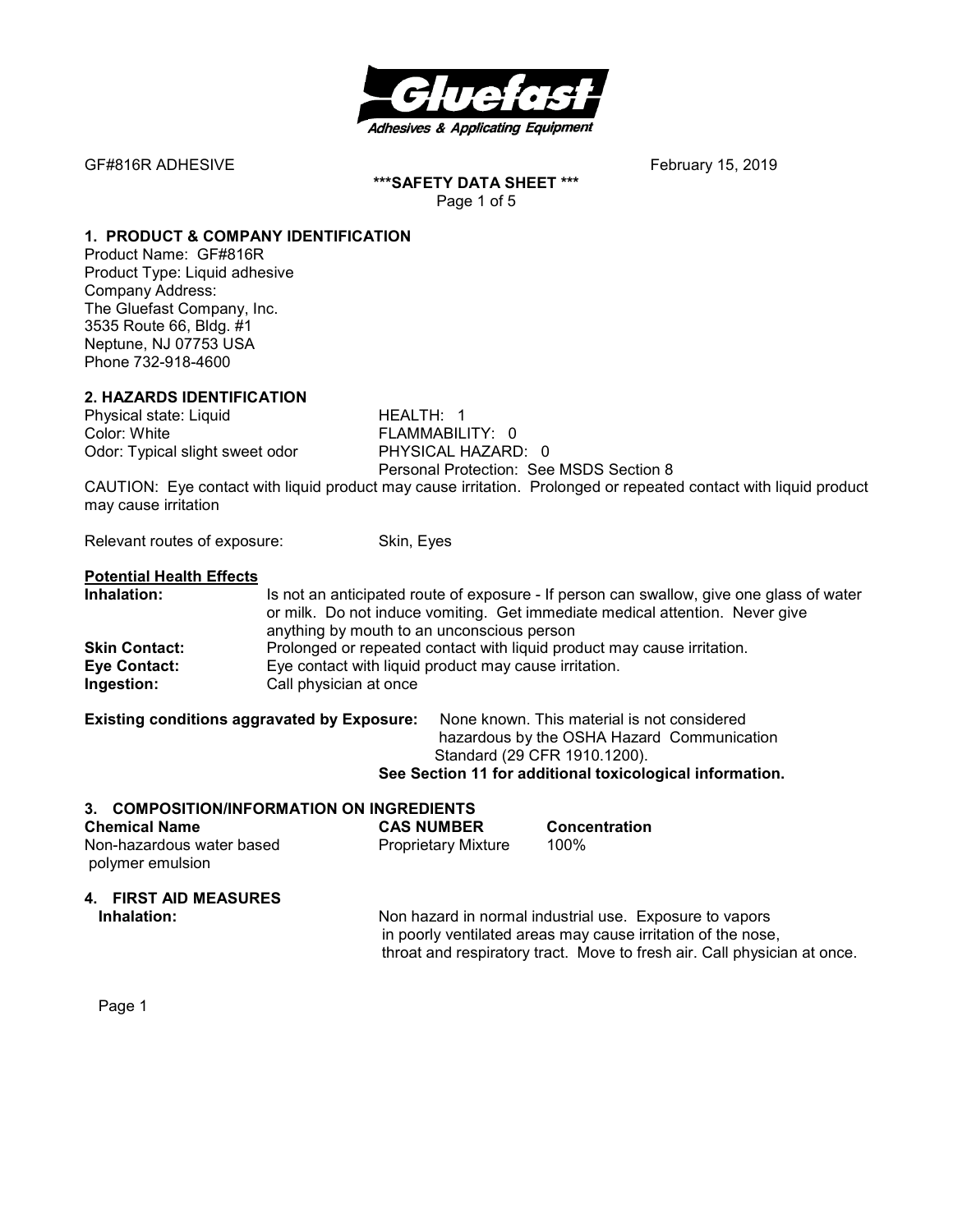GF#816R ADHESIVE February 15, 2019

**\*\*\*SAFETY DATA SHEET \*\*\***

## 1. PRODUCT & COMPANY IDENTIFICATION

Product Name: GF#816R
Product Type: Liquid adhesive
Company Address:
The Gluefast Company, Inc.
3535 Route 66, Bldg. #1
Neptune, NJ 07753 USA
Phone 732-918-4600

## 2. HAZARDS IDENTIFICATION

Physical state: Liquid
Color: White
Odor: Typical slight sweet odor

HEALTH: 1
FLAMMABILITY: 0
PHYSICAL HAZARD: 0
Personal Protection: See MSDS Section 8

CAUTION: Eye contact with liquid product may cause irritation. Prolonged or repeated contact with liquid product may cause irritation

Relevant routes of exposure: Skin, Eyes

**Potential Health Effects**

**Inhalation:** Is not an anticipated route of exposure - If person can swallow, give one glass of water or milk. Do not induce vomiting. Get immediate medical attention. Never give anything by mouth to an unconscious person

**Skin Contact:** Prolonged or repeated contact with liquid product may cause irritation.

**Eye Contact:** Eye contact with liquid product may cause irritation.

**Ingestion:** Call physician at once

**Existing conditions aggravated by Exposure:** None known. This material is not considered hazardous by the OSHA Hazard Communication Standard (29 CFR 1910.1200).

**See Section 11 for additional toxicological information.**

## 3. COMPOSITION/INFORMATION ON INGREDIENTS

| Chemical Name | CAS NUMBER | Concentration |
|---|---|---|
| Non-hazardous water based polymer emulsion | Proprietary Mixture | 100% |

## 4. FIRST AID MEASURES

**Inhalation:** Non hazard in normal industrial use. Exposure to vapors in poorly ventilated areas may cause irritation of the nose, throat and respiratory tract. Move to fresh air. Call physician at once.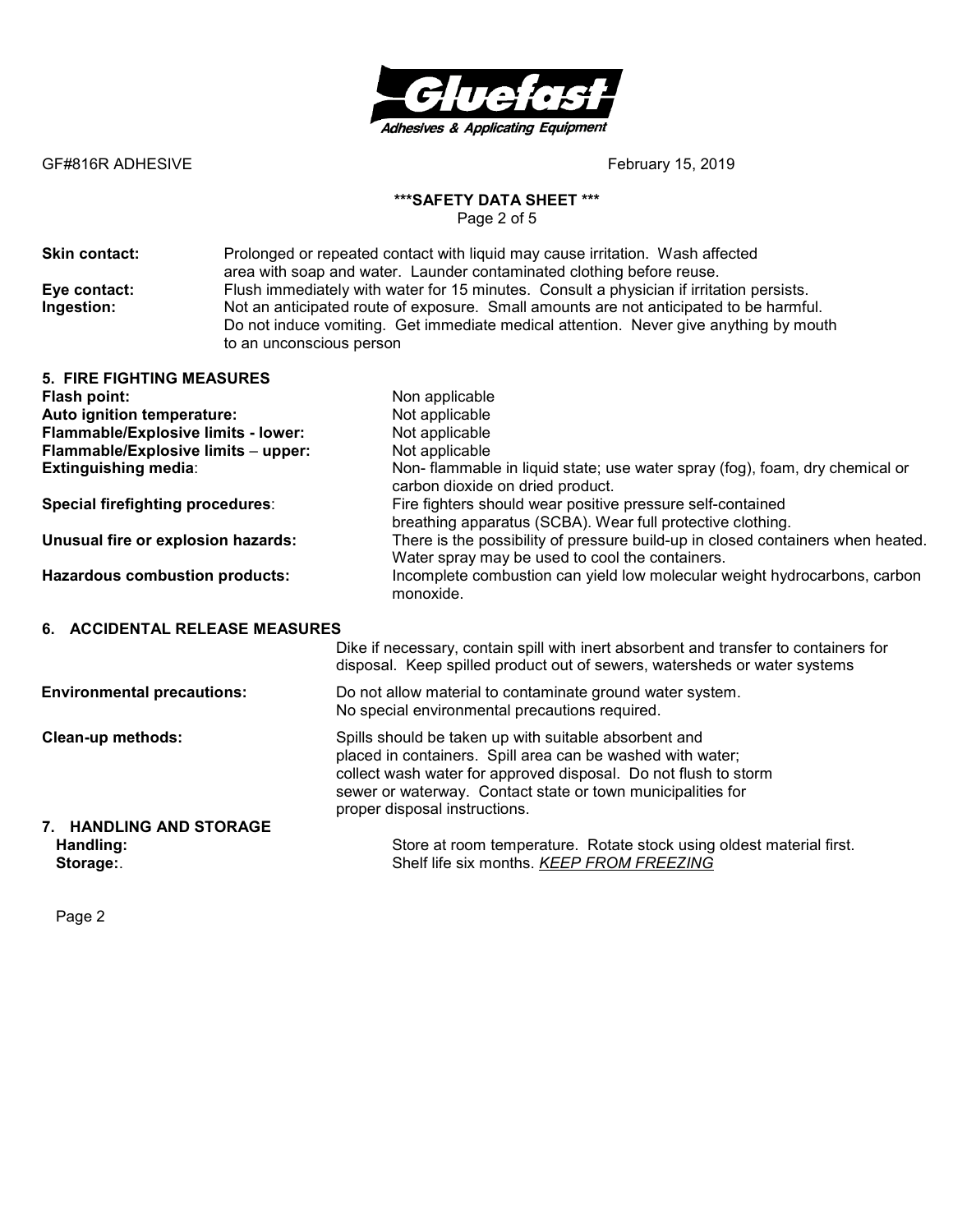GF#816R ADHESIVE February 15, 2019

**Skin contact:** Prolonged or repeated contact with liquid may cause irritation. Wash affected area with soap and water. Launder contaminated clothing before reuse.

**Eye contact:** Flush immediately with water for 15 minutes. Consult a physician if irritation persists.

**Ingestion:** Not an anticipated route of exposure. Small amounts are not anticipated to be harmful. Do not induce vomiting. Get immediate medical attention. Never give anything by mouth to an unconscious person

## 5. FIRE FIGHTING MEASURES

**Flash point:** Non applicable

**Auto ignition temperature:** Not applicable

**Flammable/Explosive limits - lower:** Not applicable

**Flammable/Explosive limits – upper:** Not applicable

**Extinguishing media**: Non- flammable in liquid state; use water spray (fog), foam, dry chemical or carbon dioxide on dried product.

**Special firefighting procedures**: Fire fighters should wear positive pressure self-contained breathing apparatus (SCBA). Wear full protective clothing.

**Unusual fire or explosion hazards:** There is the possibility of pressure build-up in closed containers when heated. Water spray may be used to cool the containers.

**Hazardous combustion products:** Incomplete combustion can yield low molecular weight hydrocarbons, carbon monoxide.

## 6. ACCIDENTAL RELEASE MEASURES

Dike if necessary, contain spill with inert absorbent and transfer to containers for disposal. Keep spilled product out of sewers, watersheds or water systems

**Environmental precautions:** Do not allow material to contaminate ground water system. No special environmental precautions required.

**Clean-up methods:** Spills should be taken up with suitable absorbent and placed in containers. Spill area can be washed with water; collect wash water for approved disposal. Do not flush to storm sewer or waterway. Contact state or town municipalities for proper disposal instructions.

## 7. HANDLING AND STORAGE

**Handling:** Store at room temperature. Rotate stock using oldest material first.

**Storage:**. Shelf life six months. *KEEP FROM FREEZING*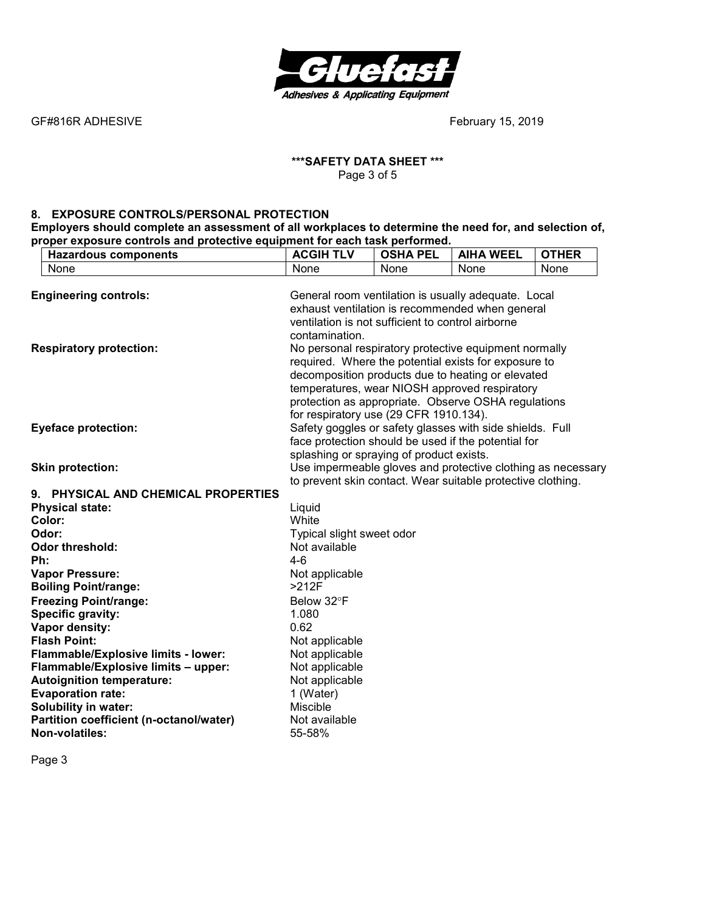## 8. EXPOSURE CONTROLS/PERSONAL PROTECTION

**Employers should complete an assessment of all workplaces to determine the need for, and selection of, proper exposure controls and protective equipment for each task performed.**

| Hazardous components | ACGIH TLV | OSHA PEL | AIHA WEEL | OTHER |
|---|---|---|---|---|
| None | None | None | None | None |

**Engineering controls:** General room ventilation is usually adequate. Local exhaust ventilation is recommended when general ventilation is not sufficient to control airborne contamination.

**Respiratory protection:** No personal respiratory protective equipment normally required. Where the potential exists for exposure to decomposition products due to heating or elevated temperatures, wear NIOSH approved respiratory protection as appropriate. Observe OSHA regulations for respiratory use (29 CFR 1910.134).

**Eyeface protection:** Safety goggles or safety glasses with side shields. Full face protection should be used if the potential for splashing or spraying of product exists.

**Skin protection:** Use impermeable gloves and protective clothing as necessary to prevent skin contact. Wear suitable protective clothing.

## 9. PHYSICAL AND CHEMICAL PROPERTIES

**Physical state:** Liquid
**Color:** White
**Odor:** Typical slight sweet odor
**Odor threshold:** Not available
**Ph:** 4-6
**Vapor Pressure:** Not applicable
**Boiling Point/range:** >212F
**Freezing Point/range:** Below 32°F
**Specific gravity:** 1.080
**Vapor density:** 0.62
**Flash Point:** Not applicable
**Flammable/Explosive limits - lower:** Not applicable
**Flammable/Explosive limits – upper:** Not applicable
**Autoignition temperature:** Not applicable
**Evaporation rate:** 1 (Water)
**Solubility in water:** Miscible
**Partition coefficient (n-octanol/water)** Not available
**Non-volatiles:** 55-58%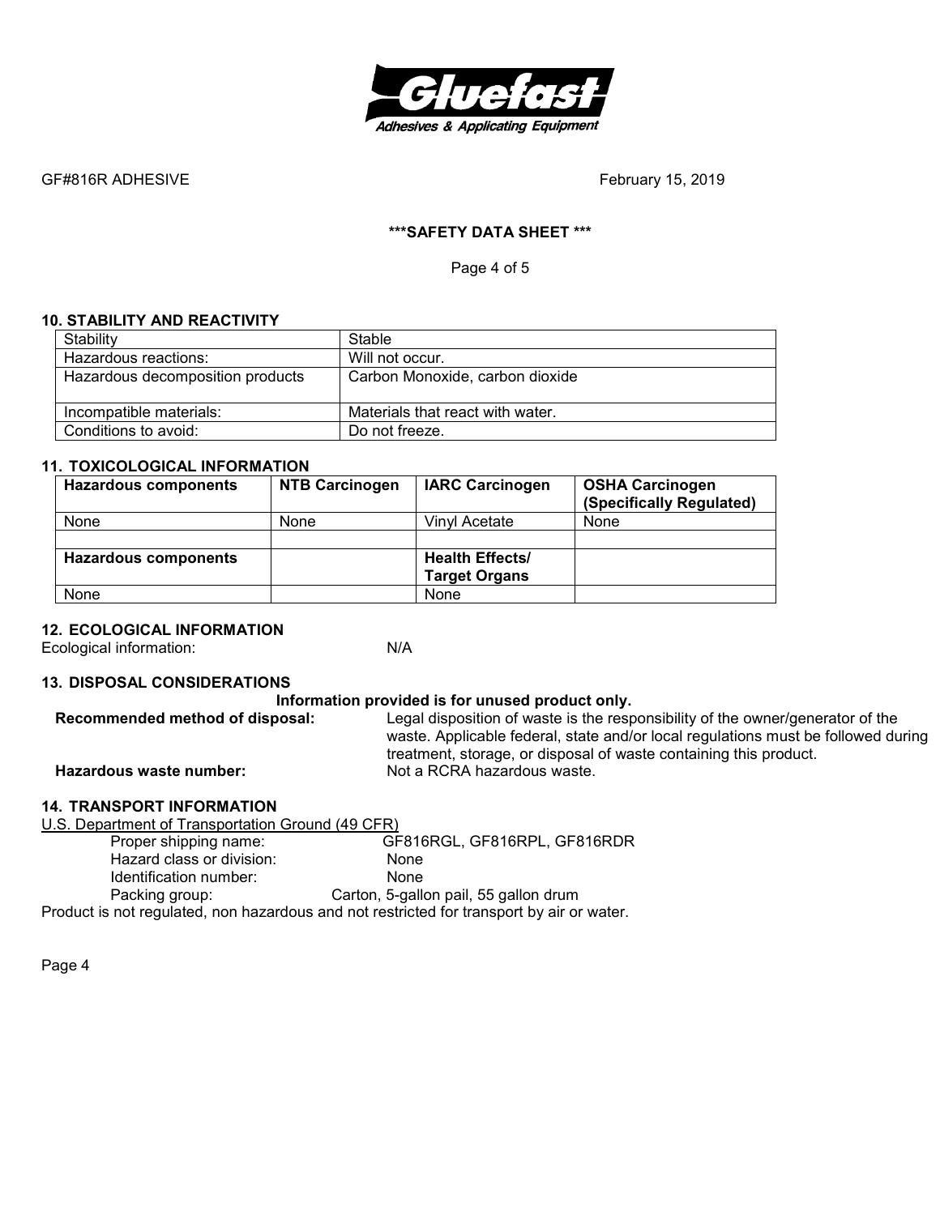## 10. STABILITY AND REACTIVITY

| Stability | Stable |
|---|---|
| Hazardous reactions: | Will not occur. |
| Hazardous decomposition products | Carbon Monoxide, carbon dioxide |
| Incompatible materials: | Materials that react with water. |
| Conditions to avoid: | Do not freeze. |

## 11. TOXICOLOGICAL INFORMATION

| **Hazardous components** | **NTB Carcinogen** | **IARC Carcinogen** | **OSHA Carcinogen (Specifically Regulated)** |
|---|---|---|---|
| None | None | Vinyl Acetate | None |
| | | | |
| **Hazardous components** | | **Health Effects/ Target Organs** | |
| None | | None | |

## 12. ECOLOGICAL INFORMATION

Ecological information: N/A

## 13. DISPOSAL CONSIDERATIONS

**Information provided is for unused product only.**

**Recommended method of disposal:** Legal disposition of waste is the responsibility of the owner/generator of the waste. Applicable federal, state and/or local regulations must be followed during treatment, storage, or disposal of waste containing this product.

**Hazardous waste number:** Not a RCRA hazardous waste.

## 14. TRANSPORT INFORMATION

U.S. Department of Transportation Ground (49 CFR)

- Proper shipping name: GF816RGL, GF816RPL, GF816RDR
- Hazard class or division: None
- Identification number: None
- Packing group: Carton, 5-gallon pail, 55 gallon drum

Product is not regulated, non hazardous and not restricted for transport by air or water.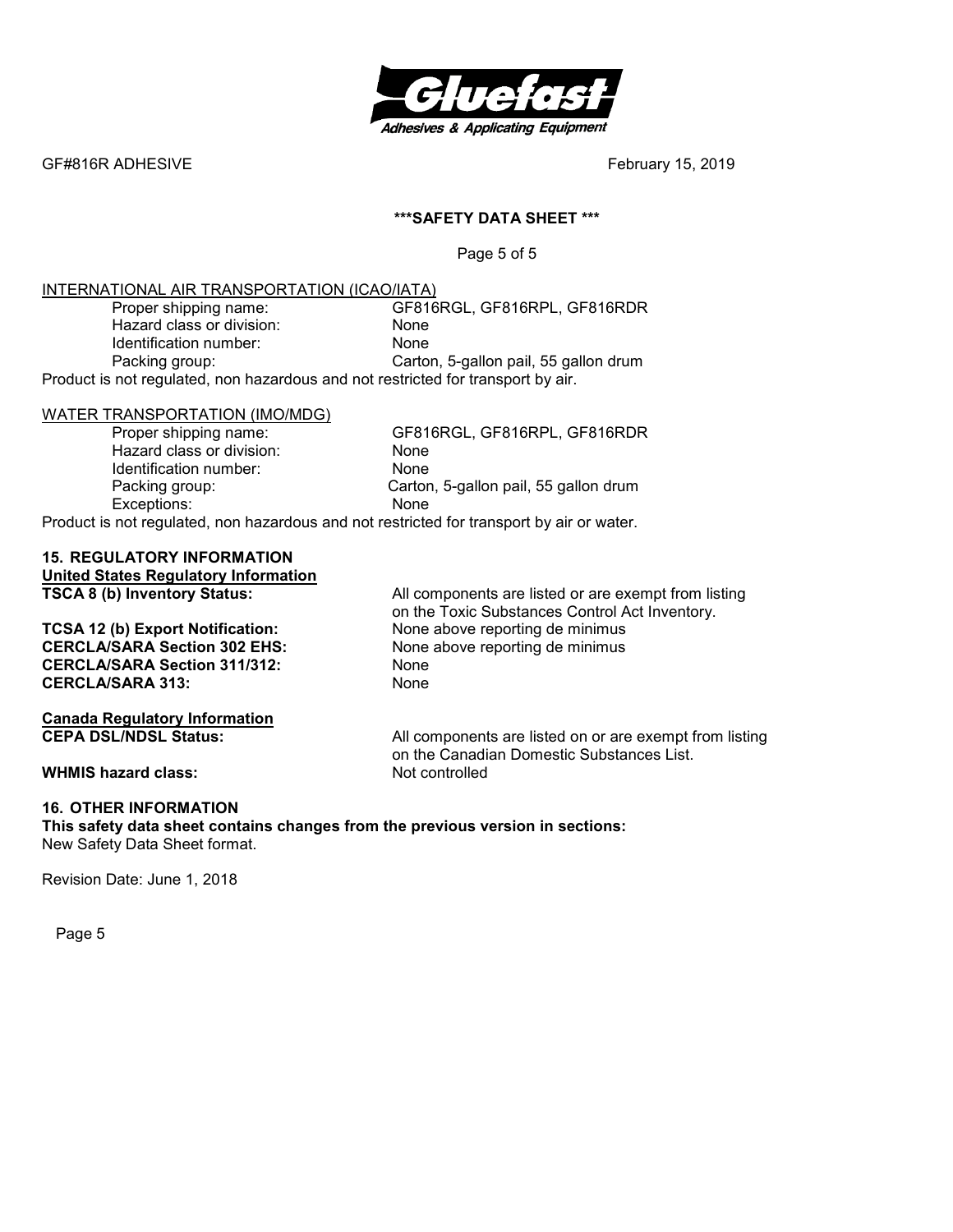INTERNATIONAL AIR TRANSPORTATION (ICAO/IATA)

| | |
|---|---|
| Proper shipping name: | GF816RGL, GF816RPL, GF816RDR |
| Hazard class or division: | None |
| Identification number: | None |
| Packing group: | Carton, 5-gallon pail, 55 gallon drum |

Product is not regulated, non hazardous and not restricted for transport by air.

WATER TRANSPORTATION (IMO/MDG)

| | |
|---|---|
| Proper shipping name: | GF816RGL, GF816RPL, GF816RDR |
| Hazard class or division: | None |
| Identification number: | None |
| Packing group: | Carton, 5-gallon pail, 55 gallon drum |
| Exceptions: | None |

Product is not regulated, non hazardous and not restricted for transport by air or water.

## 15. REGULATORY INFORMATION

**United States Regulatory Information**

**TSCA 8 (b) Inventory Status:** All components are listed or are exempt from listing on the Toxic Substances Control Act Inventory.

**TCSA 12 (b) Export Notification:** None above reporting de minimus

**CERCLA/SARA Section 302 EHS:** None above reporting de minimus

**CERCLA/SARA Section 311/312:** None

**CERCLA/SARA 313:** None

**Canada Regulatory Information**

**CEPA DSL/NDSL Status:** All components are listed on or are exempt from listing on the Canadian Domestic Substances List.

**WHMIS hazard class:** Not controlled

## 16. OTHER INFORMATION

**This safety data sheet contains changes from the previous version in sections:**
New Safety Data Sheet format.

Revision Date: June 1, 2018